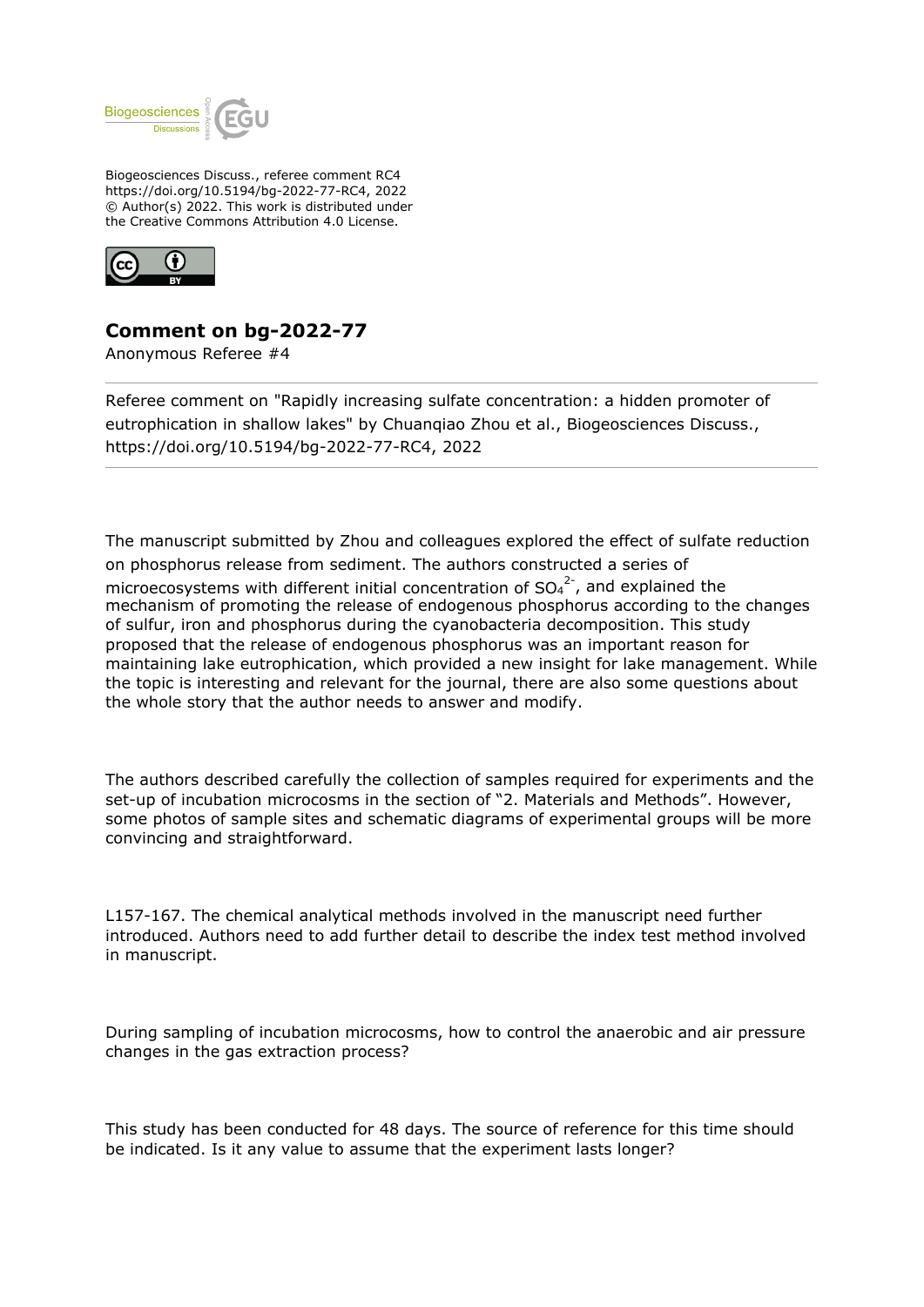Biogeosciences Discuss., referee comment RC4
https://doi.org/10.5194/bg-2022-77-RC4, 2022
© Author(s) 2022. This work is distributed under
the Creative Commons Attribution 4.0 License.

# Comment on bg-2022-77

Anonymous Referee #4

Referee comment on "Rapidly increasing sulfate concentration: a hidden promoter of eutrophication in shallow lakes" by Chuanqiao Zhou et al., Biogeosciences Discuss., https://doi.org/10.5194/bg-2022-77-RC4, 2022

The manuscript submitted by Zhou and colleagues explored the effect of sulfate reduction on phosphorus release from sediment. The authors constructed a series of microecosystems with different initial concentration of $SO_4^{2-}$, and explained the mechanism of promoting the release of endogenous phosphorus according to the changes of sulfur, iron and phosphorus during the cyanobacteria decomposition. This study proposed that the release of endogenous phosphorus was an important reason for maintaining lake eutrophication, which provided a new insight for lake management. While the topic is interesting and relevant for the journal, there are also some questions about the whole story that the author needs to answer and modify.

The authors described carefully the collection of samples required for experiments and the set-up of incubation microcosms in the section of "2. Materials and Methods". However, some photos of sample sites and schematic diagrams of experimental groups will be more convincing and straightforward.

L157-167. The chemical analytical methods involved in the manuscript need further introduced. Authors need to add further detail to describe the index test method involved in manuscript.

During sampling of incubation microcosms, how to control the anaerobic and air pressure changes in the gas extraction process?

This study has been conducted for 48 days. The source of reference for this time should be indicated. Is it any value to assume that the experiment lasts longer?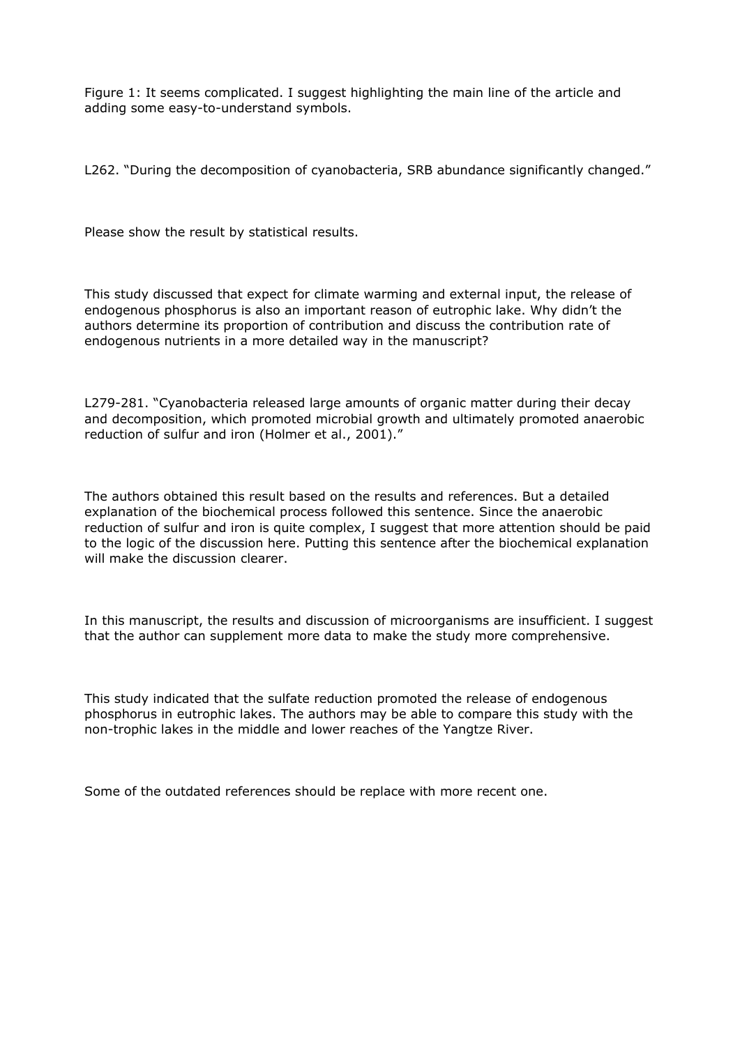Figure 1: It seems complicated. I suggest highlighting the main line of the article and adding some easy-to-understand symbols.

L262. “During the decomposition of cyanobacteria, SRB abundance significantly changed.”

Please show the result by statistical results.

This study discussed that expect for climate warming and external input, the release of endogenous phosphorus is also an important reason of eutrophic lake. Why didn’t the authors determine its proportion of contribution and discuss the contribution rate of endogenous nutrients in a more detailed way in the manuscript?

L279-281. “Cyanobacteria released large amounts of organic matter during their decay and decomposition, which promoted microbial growth and ultimately promoted anaerobic reduction of sulfur and iron (Holmer et al., 2001).”

The authors obtained this result based on the results and references. But a detailed explanation of the biochemical process followed this sentence. Since the anaerobic reduction of sulfur and iron is quite complex, I suggest that more attention should be paid to the logic of the discussion here. Putting this sentence after the biochemical explanation will make the discussion clearer.

In this manuscript, the results and discussion of microorganisms are insufficient. I suggest that the author can supplement more data to make the study more comprehensive.

This study indicated that the sulfate reduction promoted the release of endogenous phosphorus in eutrophic lakes. The authors may be able to compare this study with the non-trophic lakes in the middle and lower reaches of the Yangtze River.

Some of the outdated references should be replace with more recent one.